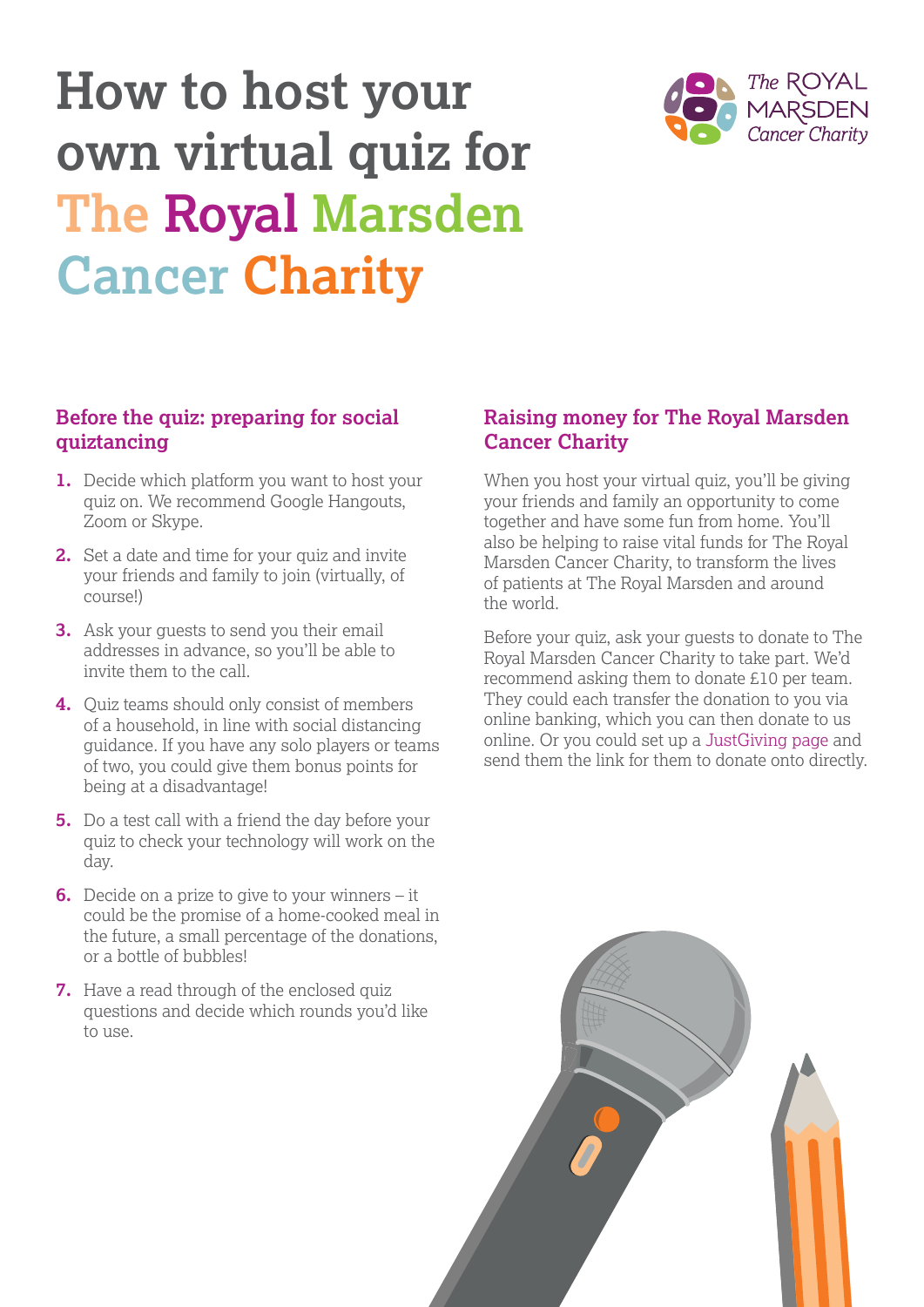# How to host your own virtual quiz for The Royal Marsden Cancer Charity

## Before the quiz: preparing for social quiztancing

1. Decide which platform you want to host your quiz on. We recommend Google Hangouts, Zoom or Skype.
2. Set a date and time for your quiz and invite your friends and family to join (virtually, of course!)
3. Ask your guests to send you their email addresses in advance, so you'll be able to invite them to the call.
4. Quiz teams should only consist of members of a household, in line with social distancing guidance. If you have any solo players or teams of two, you could give them bonus points for being at a disadvantage!
5. Do a test call with a friend the day before your quiz to check your technology will work on the day.
6. Decide on a prize to give to your winners – it could be the promise of a home-cooked meal in the future, a small percentage of the donations, or a bottle of bubbles!
7. Have a read through of the enclosed quiz questions and decide which rounds you'd like to use.

## Raising money for The Royal Marsden Cancer Charity

When you host your virtual quiz, you'll be giving your friends and family an opportunity to come together and have some fun from home. You'll also be helping to raise vital funds for The Royal Marsden Cancer Charity, to transform the lives of patients at The Royal Marsden and around the world.

Before your quiz, ask your guests to donate to The Royal Marsden Cancer Charity to take part. We'd recommend asking them to donate £10 per team. They could each transfer the donation to you via online banking, which you can then donate to us online. Or you could set up a JustGiving page and send them the link for them to donate onto directly.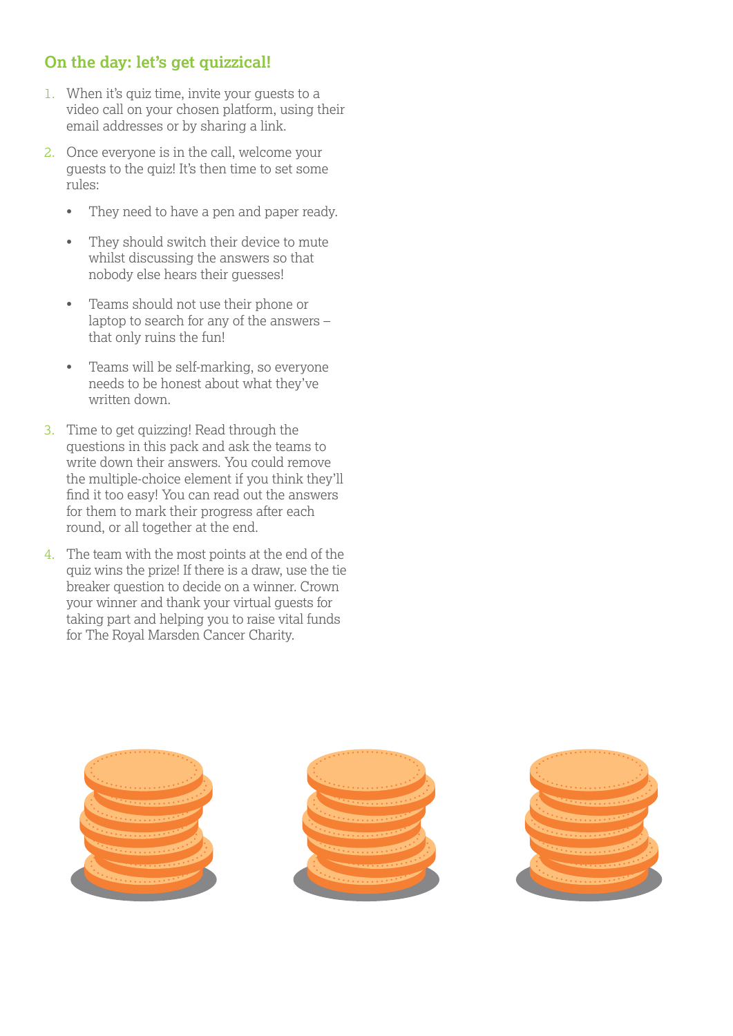## On the day: let's get quizzical!

1. When it's quiz time, invite your guests to a video call on your chosen platform, using their email addresses or by sharing a link.
2. Once everyone is in the call, welcome your guests to the quiz! It's then time to set some rules:
   - They need to have a pen and paper ready.
   - They should switch their device to mute whilst discussing the answers so that nobody else hears their guesses!
   - Teams should not use their phone or laptop to search for any of the answers – that only ruins the fun!
   - Teams will be self-marking, so everyone needs to be honest about what they've written down.
3. Time to get quizzing! Read through the questions in this pack and ask the teams to write down their answers. You could remove the multiple-choice element if you think they'll find it too easy! You can read out the answers for them to mark their progress after each round, or all together at the end.
4. The team with the most points at the end of the quiz wins the prize! If there is a draw, use the tie breaker question to decide on a winner. Crown your winner and thank your virtual guests for taking part and helping you to raise vital funds for The Royal Marsden Cancer Charity.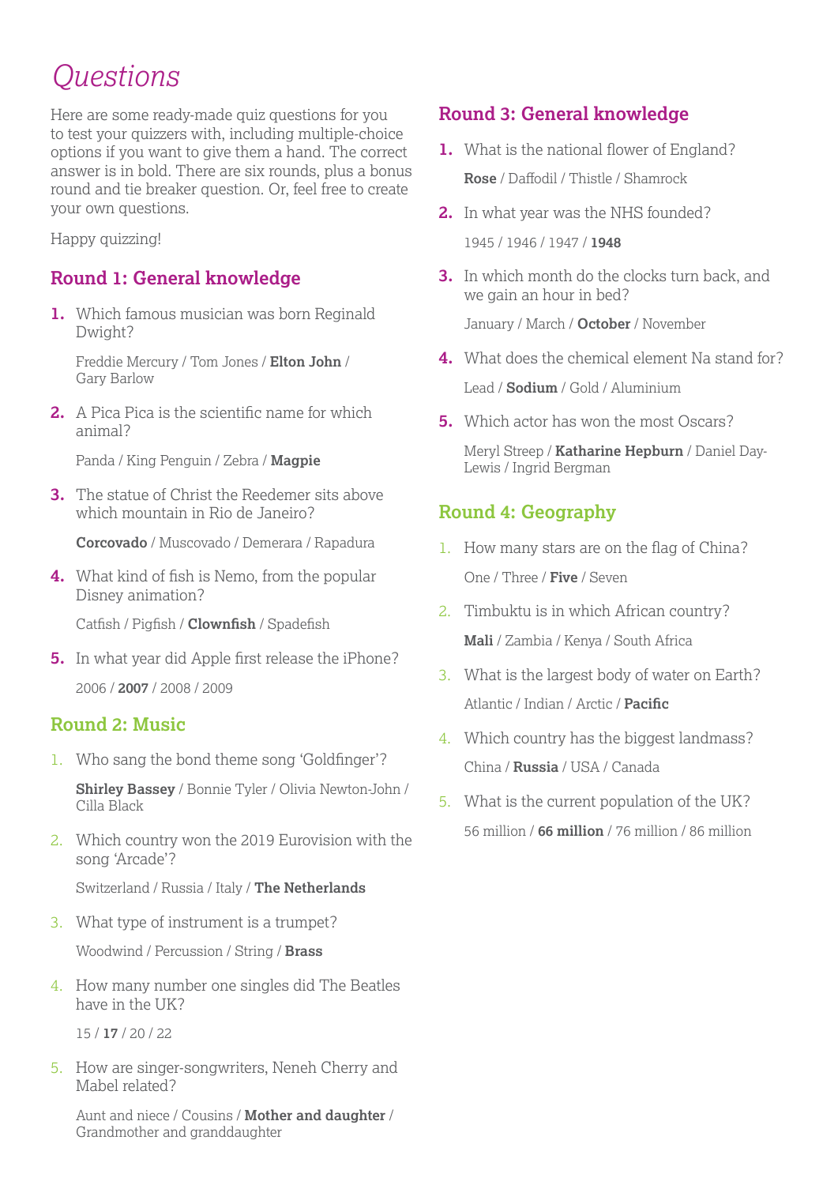# *Questions*

Here are some ready-made quiz questions for you to test your quizzers with, including multiple-choice options if you want to give them a hand. The correct answer is in bold. There are six rounds, plus a bonus round and tie breaker question. Or, feel free to create your own questions.

Happy quizzing!

## Round 1: General knowledge

1. Which famous musician was born Reginald Dwight?

   Freddie Mercury / Tom Jones / **Elton John** / Gary Barlow

2. A Pica Pica is the scientific name for which animal?

   Panda / King Penguin / Zebra / **Magpie**

3. The statue of Christ the Reedemer sits above which mountain in Rio de Janeiro?

   **Corcovado** / Muscovado / Demerara / Rapadura

4. What kind of fish is Nemo, from the popular Disney animation?

   Catfish / Pigfish / **Clownfish** / Spadefish

5. In what year did Apple first release the iPhone?

   2006 / **2007** / 2008 / 2009

## Round 2: Music

1. Who sang the bond theme song 'Goldfinger'?

   **Shirley Bassey** / Bonnie Tyler / Olivia Newton-John / Cilla Black

2. Which country won the 2019 Eurovision with the song 'Arcade'?

   Switzerland / Russia / Italy / **The Netherlands**

3. What type of instrument is a trumpet?

   Woodwind / Percussion / String / **Brass**

4. How many number one singles did The Beatles have in the UK?

   15 / **17** / 20 / 22

5. How are singer-songwriters, Neneh Cherry and Mabel related?

   Aunt and niece / Cousins / **Mother and daughter** / Grandmother and granddaughter

## Round 3: General knowledge

1. What is the national flower of England?

   **Rose** / Daffodil / Thistle / Shamrock

2. In what year was the NHS founded?

   1945 / 1946 / 1947 / **1948**

3. In which month do the clocks turn back, and we gain an hour in bed?

   January / March / **October** / November

4. What does the chemical element Na stand for?

   Lead / **Sodium** / Gold / Aluminium

5. Which actor has won the most Oscars?

   Meryl Streep / **Katharine Hepburn** / Daniel Day-Lewis / Ingrid Bergman

## Round 4: Geography

1. How many stars are on the flag of China?

   One / Three / **Five** / Seven

2. Timbuktu is in which African country?

   **Mali** / Zambia / Kenya / South Africa

3. What is the largest body of water on Earth?

   Atlantic / Indian / Arctic / **Pacific**

4. Which country has the biggest landmass?

   China / **Russia** / USA / Canada

5. What is the current population of the UK?

   56 million / **66 million** / 76 million / 86 million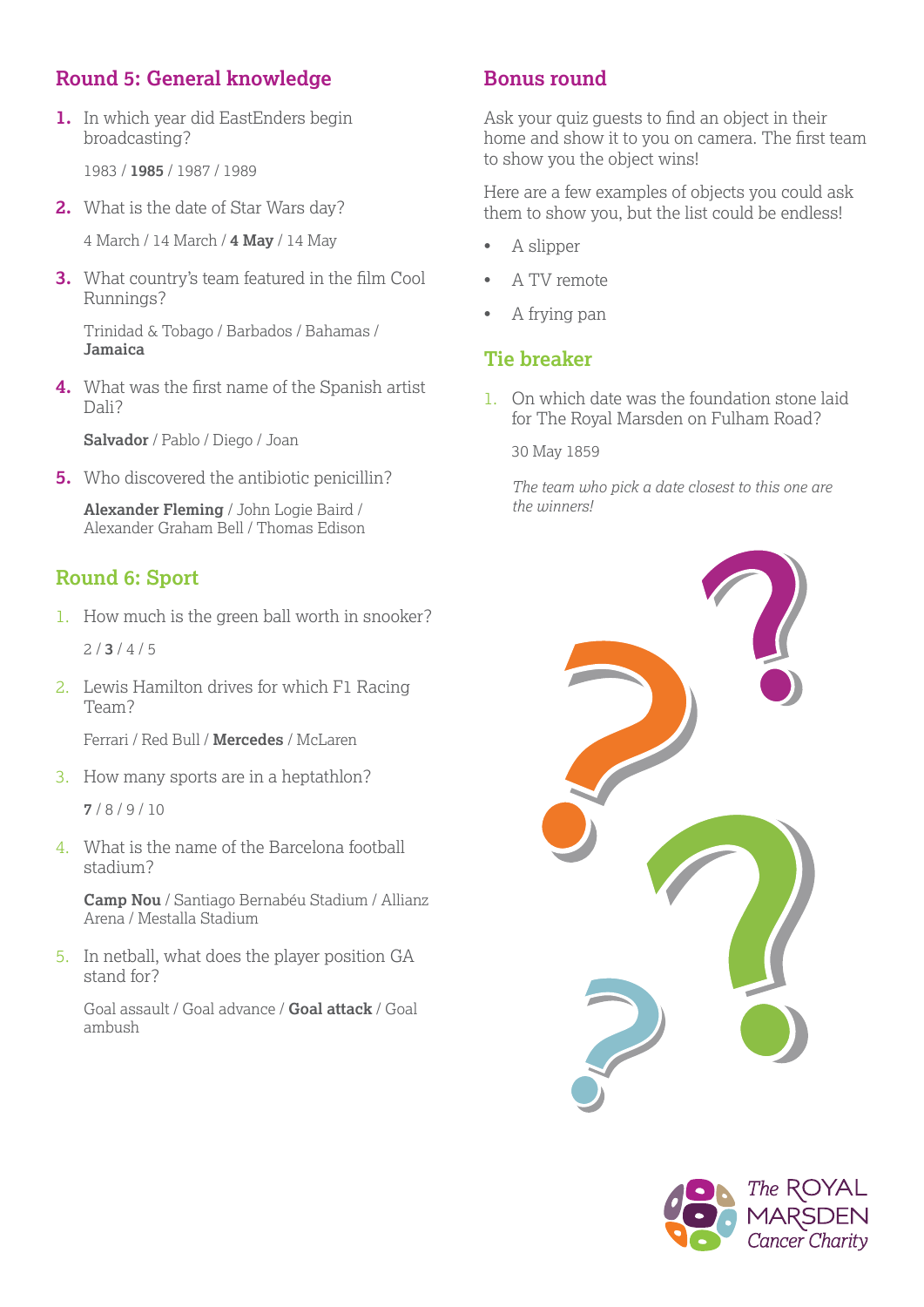## Round 5: General knowledge

1. In which year did EastEnders begin broadcasting?

   1983 / **1985** / 1987 / 1989

2. What is the date of Star Wars day?

   4 March / 14 March / **4 May** / 14 May

3. What country's team featured in the film Cool Runnings?

   Trinidad & Tobago / Barbados / Bahamas / **Jamaica**

4. What was the first name of the Spanish artist Dali?

   **Salvador** / Pablo / Diego / Joan

5. Who discovered the antibiotic penicillin?

   **Alexander Fleming** / John Logie Baird / Alexander Graham Bell / Thomas Edison

## Round 6: Sport

1. How much is the green ball worth in snooker?

   2 / **3** / 4 / 5

2. Lewis Hamilton drives for which F1 Racing Team?

   Ferrari / Red Bull / **Mercedes** / McLaren

3. How many sports are in a heptathlon?

   **7** / 8 / 9 / 10

4. What is the name of the Barcelona football stadium?

   **Camp Nou** / Santiago Bernabéu Stadium / Allianz Arena / Mestalla Stadium

5. In netball, what does the player position GA stand for?

   Goal assault / Goal advance / **Goal attack** / Goal ambush

## Bonus round

Ask your quiz guests to find an object in their home and show it to you on camera. The first team to show you the object wins!

Here are a few examples of objects you could ask them to show you, but the list could be endless!

- A slipper
- A TV remote
- A frying pan

## Tie breaker

1. On which date was the foundation stone laid for The Royal Marsden on Fulham Road?

   30 May 1859

   *The team who pick a date closest to this one are the winners!*

The ROYAL MARSDEN Cancer Charity